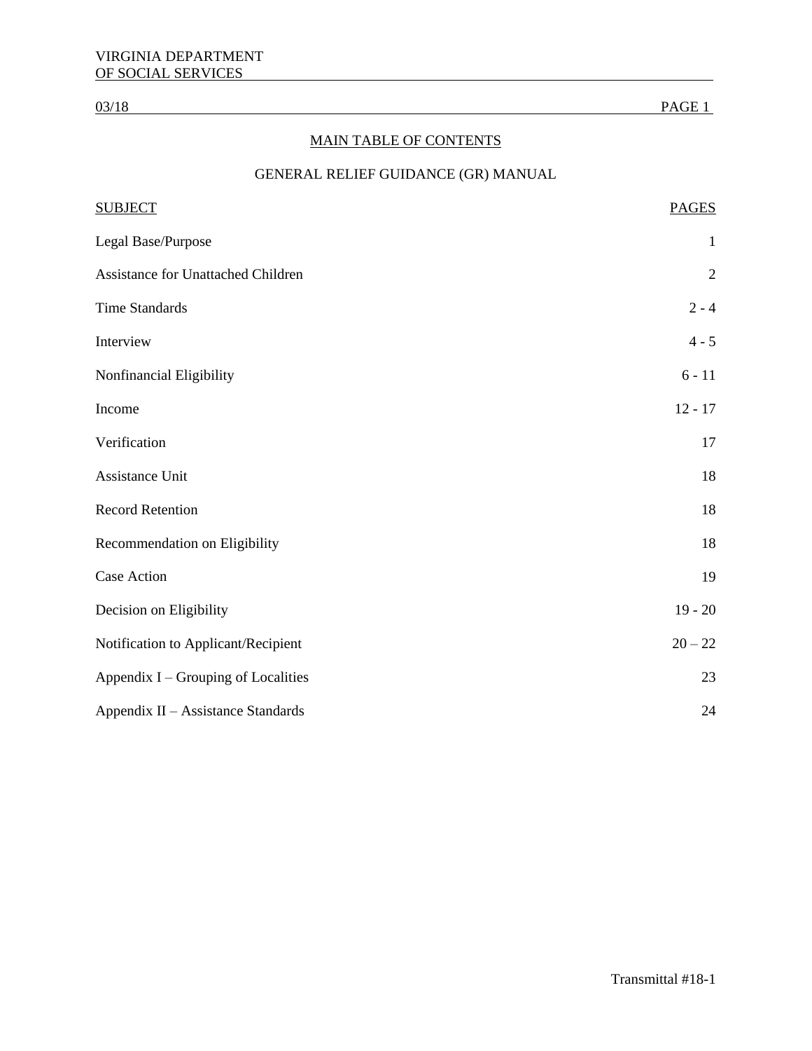# MAIN TABLE OF CONTENTS

## GENERAL RELIEF GUIDANCE (GR) MANUAL

| SUBJECT | PAGES |
|---|---|
| Legal Base/Purpose | 1 |
| Assistance for Unattached Children | 2 |
| Time Standards | 2 - 4 |
| Interview | 4 - 5 |
| Nonfinancial Eligibility | 6 - 11 |
| Income | 12 - 17 |
| Verification | 17 |
| Assistance Unit | 18 |
| Record Retention | 18 |
| Recommendation on Eligibility | 18 |
| Case Action | 19 |
| Decision on Eligibility | 19 - 20 |
| Notification to Applicant/Recipient | 20 – 22 |
| Appendix I – Grouping of Localities | 23 |
| Appendix II – Assistance Standards | 24 |

Transmittal #18-1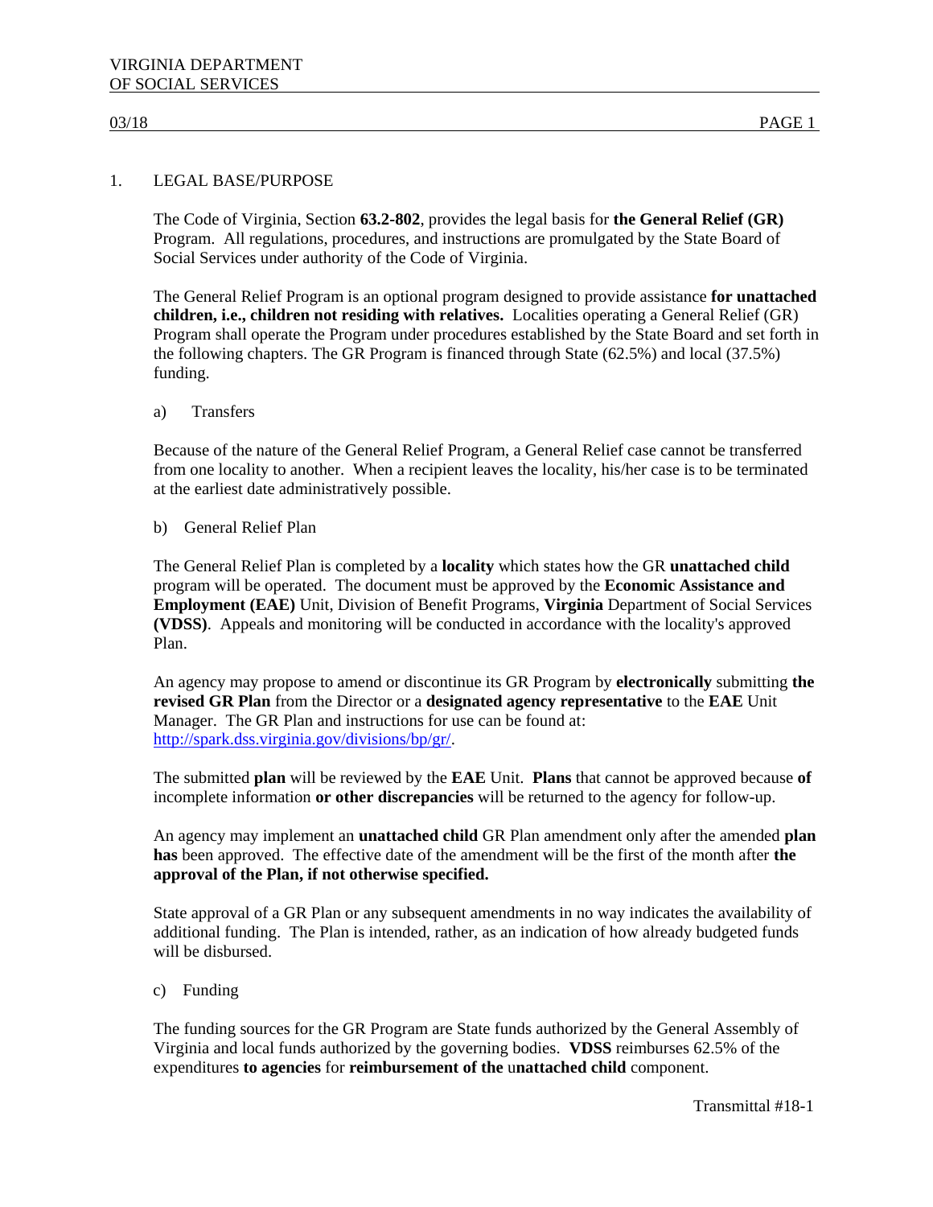## 1. LEGAL BASE/PURPOSE

The Code of Virginia, Section **63.2-802**, provides the legal basis for **the General Relief (GR)** Program. All regulations, procedures, and instructions are promulgated by the State Board of Social Services under authority of the Code of Virginia.

The General Relief Program is an optional program designed to provide assistance **for unattached children, i.e., children not residing with relatives.** Localities operating a General Relief (GR) Program shall operate the Program under procedures established by the State Board and set forth in the following chapters. The GR Program is financed through State (62.5%) and local (37.5%) funding.

### a) Transfers

Because of the nature of the General Relief Program, a General Relief case cannot be transferred from one locality to another. When a recipient leaves the locality, his/her case is to be terminated at the earliest date administratively possible.

### b) General Relief Plan

The General Relief Plan is completed by a **locality** which states how the GR **unattached child** program will be operated. The document must be approved by the **Economic Assistance and Employment (EAE)** Unit, Division of Benefit Programs, **Virginia** Department of Social Services **(VDSS)**. Appeals and monitoring will be conducted in accordance with the locality's approved Plan.

An agency may propose to amend or discontinue its GR Program by **electronically** submitting **the revised GR Plan** from the Director or a **designated agency representative** to the **EAE** Unit Manager. The GR Plan and instructions for use can be found at: http://spark.dss.virginia.gov/divisions/bp/gr/.

The submitted **plan** will be reviewed by the **EAE** Unit. **Plans** that cannot be approved because **of** incomplete information **or other discrepancies** will be returned to the agency for follow-up.

An agency may implement an **unattached child** GR Plan amendment only after the amended **plan has** been approved. The effective date of the amendment will be the first of the month after **the approval of the Plan, if not otherwise specified.**

State approval of a GR Plan or any subsequent amendments in no way indicates the availability of additional funding. The Plan is intended, rather, as an indication of how already budgeted funds will be disbursed.

### c) Funding

The funding sources for the GR Program are State funds authorized by the General Assembly of Virginia and local funds authorized by the governing bodies. **VDSS** reimburses 62.5% of the expenditures **to agencies** for **reimbursement of the unattached child** component.

Transmittal #18-1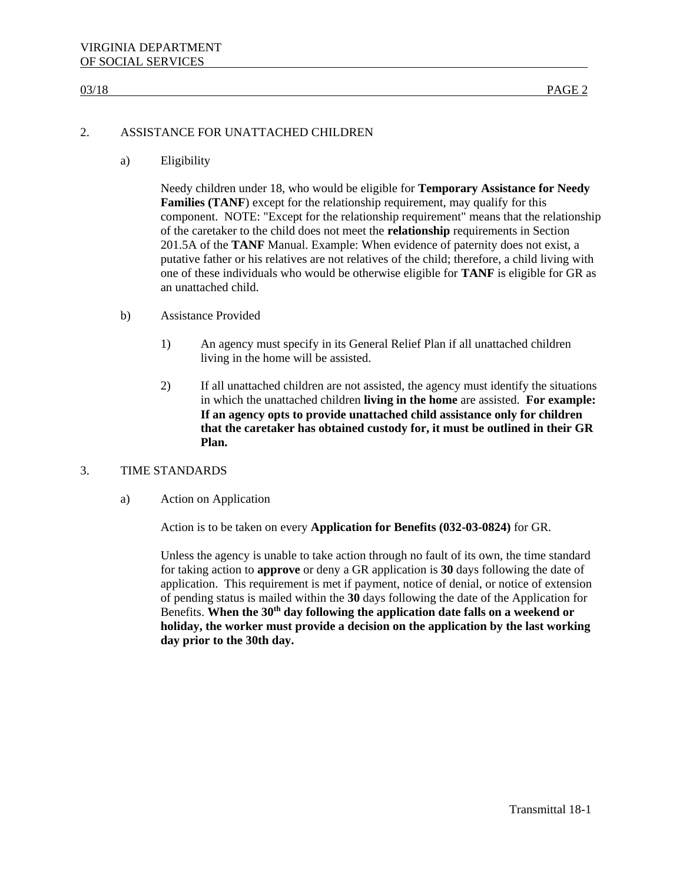## 2. ASSISTANCE FOR UNATTACHED CHILDREN

### a) Eligibility

Needy children under 18, who would be eligible for **Temporary Assistance for Needy Families (TANF**) except for the relationship requirement, may qualify for this component. NOTE: "Except for the relationship requirement" means that the relationship of the caretaker to the child does not meet the **relationship** requirements in Section 201.5A of the **TANF** Manual. Example: When evidence of paternity does not exist, a putative father or his relatives are not relatives of the child; therefore, a child living with one of these individuals who would be otherwise eligible for **TANF** is eligible for GR as an unattached child.

### b) Assistance Provided

1) An agency must specify in its General Relief Plan if all unattached children living in the home will be assisted.

2) If all unattached children are not assisted, the agency must identify the situations in which the unattached children **living in the home** are assisted. **For example: If an agency opts to provide unattached child assistance only for children that the caretaker has obtained custody for, it must be outlined in their GR Plan.**

## 3. TIME STANDARDS

### a) Action on Application

Action is to be taken on every **Application for Benefits (032-03-0824)** for GR.

Unless the agency is unable to take action through no fault of its own, the time standard for taking action to **approve** or deny a GR application is **30** days following the date of application. This requirement is met if payment, notice of denial, or notice of extension of pending status is mailed within the **30** days following the date of the Application for Benefits. **When the 30th day following the application date falls on a weekend or holiday, the worker must provide a decision on the application by the last working day prior to the 30th day.**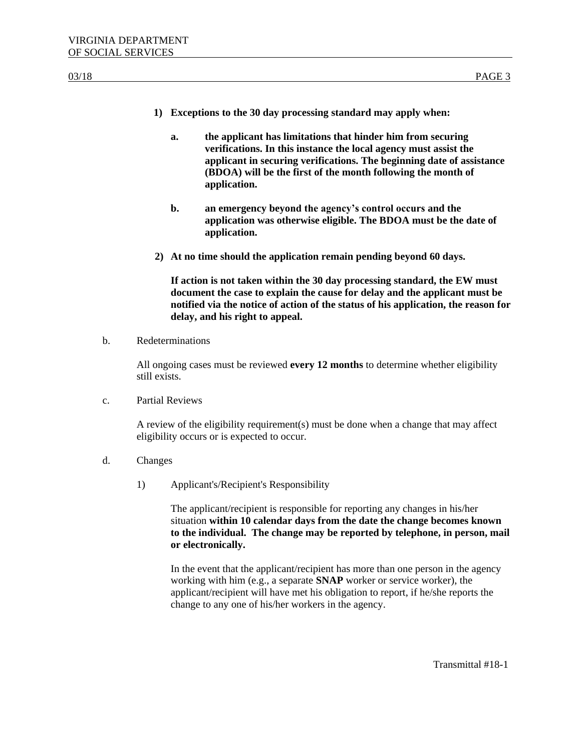**1) Exceptions to the 30 day processing standard may apply when:**

**a. the applicant has limitations that hinder him from securing verifications. In this instance the local agency must assist the applicant in securing verifications. The beginning date of assistance (BDOA) will be the first of the month following the month of application.**

**b. an emergency beyond the agency's control occurs and the application was otherwise eligible. The BDOA must be the date of application.**

**2) At no time should the application remain pending beyond 60 days.**

**If action is not taken within the 30 day processing standard, the EW must document the case to explain the cause for delay and the applicant must be notified via the notice of action of the status of his application, the reason for delay, and his right to appeal.**

b. Redeterminations

All ongoing cases must be reviewed **every 12 months** to determine whether eligibility still exists.

c. Partial Reviews

A review of the eligibility requirement(s) must be done when a change that may affect eligibility occurs or is expected to occur.

d. Changes

1) Applicant's/Recipient's Responsibility

The applicant/recipient is responsible for reporting any changes in his/her situation **within 10 calendar days from the date the change becomes known to the individual. The change may be reported by telephone, in person, mail or electronically.**

In the event that the applicant/recipient has more than one person in the agency working with him (e.g., a separate **SNAP** worker or service worker), the applicant/recipient will have met his obligation to report, if he/she reports the change to any one of his/her workers in the agency.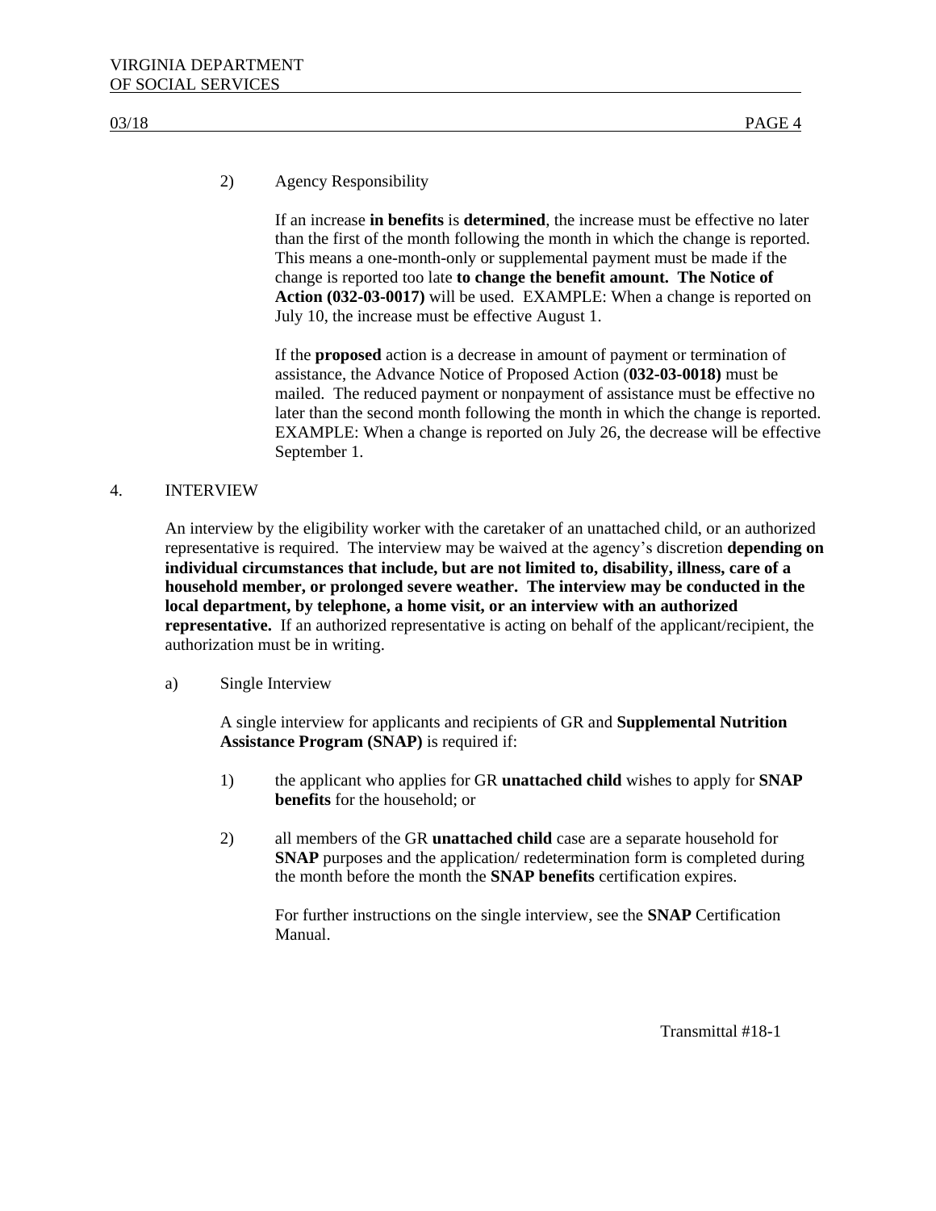2) Agency Responsibility

If an increase **in benefits** is **determined**, the increase must be effective no later than the first of the month following the month in which the change is reported. This means a one-month-only or supplemental payment must be made if the change is reported too late **to change the benefit amount. The Notice of Action (032-03-0017)** will be used. EXAMPLE: When a change is reported on July 10, the increase must be effective August 1.

If the **proposed** action is a decrease in amount of payment or termination of assistance, the Advance Notice of Proposed Action (**032-03-0018)** must be mailed. The reduced payment or nonpayment of assistance must be effective no later than the second month following the month in which the change is reported. EXAMPLE: When a change is reported on July 26, the decrease will be effective September 1.

4. INTERVIEW

An interview by the eligibility worker with the caretaker of an unattached child, or an authorized representative is required. The interview may be waived at the agency's discretion **depending on individual circumstances that include, but are not limited to, disability, illness, care of a household member, or prolonged severe weather. The interview may be conducted in the local department, by telephone, a home visit, or an interview with an authorized representative.** If an authorized representative is acting on behalf of the applicant/recipient, the authorization must be in writing.

a) Single Interview

A single interview for applicants and recipients of GR and **Supplemental Nutrition Assistance Program (SNAP)** is required if:

1) the applicant who applies for GR **unattached child** wishes to apply for **SNAP benefits** for the household; or

2) all members of the GR **unattached child** case are a separate household for **SNAP** purposes and the application/ redetermination form is completed during the month before the month the **SNAP benefits** certification expires.

For further instructions on the single interview, see the **SNAP** Certification Manual.

Transmittal #18-1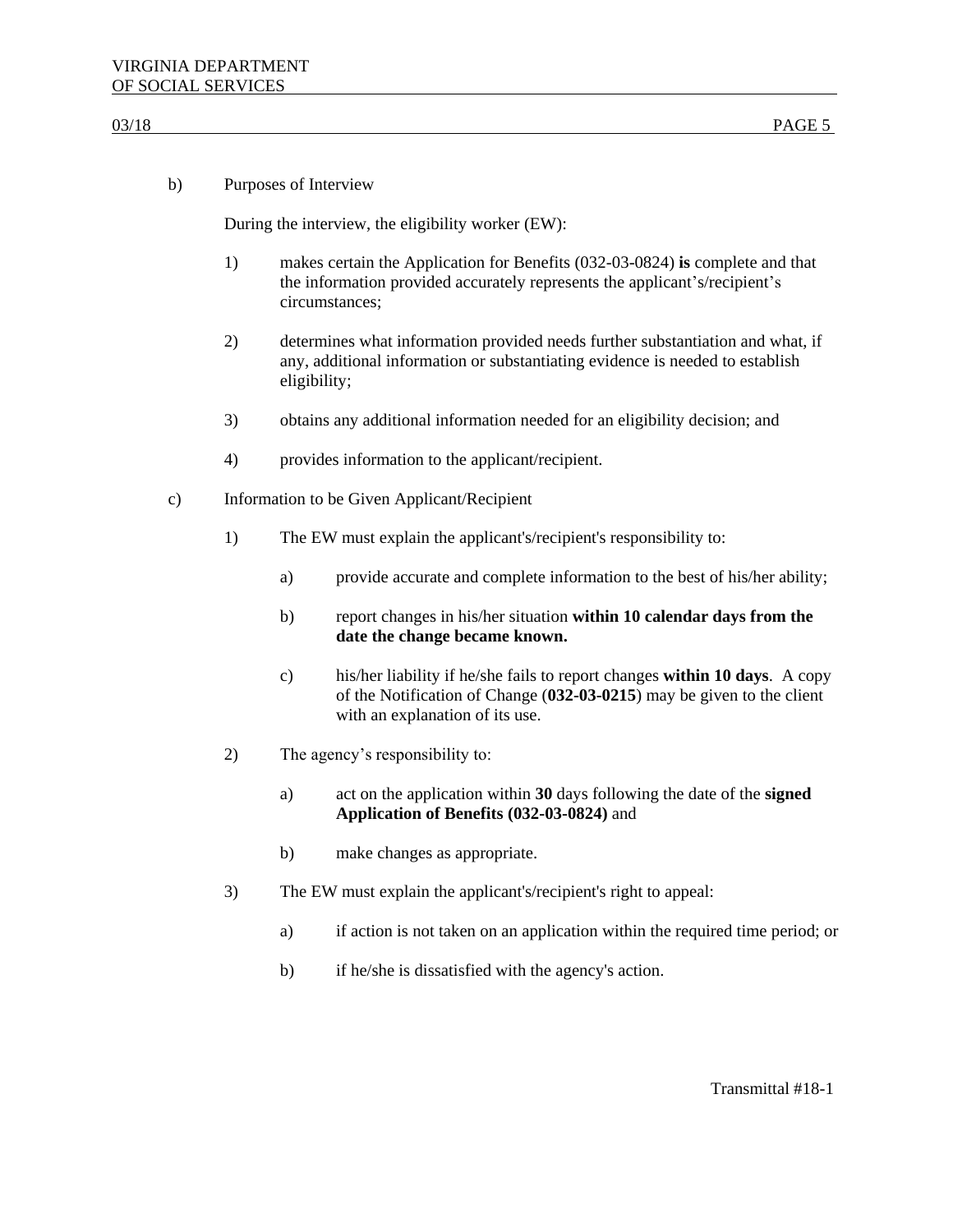b) Purposes of Interview

During the interview, the eligibility worker (EW):

1) makes certain the Application for Benefits (032-03-0824) **is** complete and that the information provided accurately represents the applicant's/recipient's circumstances;

2) determines what information provided needs further substantiation and what, if any, additional information or substantiating evidence is needed to establish eligibility;

3) obtains any additional information needed for an eligibility decision; and

4) provides information to the applicant/recipient.

c) Information to be Given Applicant/Recipient

1) The EW must explain the applicant's/recipient's responsibility to:

   a) provide accurate and complete information to the best of his/her ability;

   b) report changes in his/her situation **within 10 calendar days from the date the change became known.**

   c) his/her liability if he/she fails to report changes **within 10 days**. A copy of the Notification of Change (**032-03-0215**) may be given to the client with an explanation of its use.

2) The agency's responsibility to:

   a) act on the application within **30** days following the date of the **signed Application of Benefits (032-03-0824)** and

   b) make changes as appropriate.

3) The EW must explain the applicant's/recipient's right to appeal:

   a) if action is not taken on an application within the required time period; or

   b) if he/she is dissatisfied with the agency's action.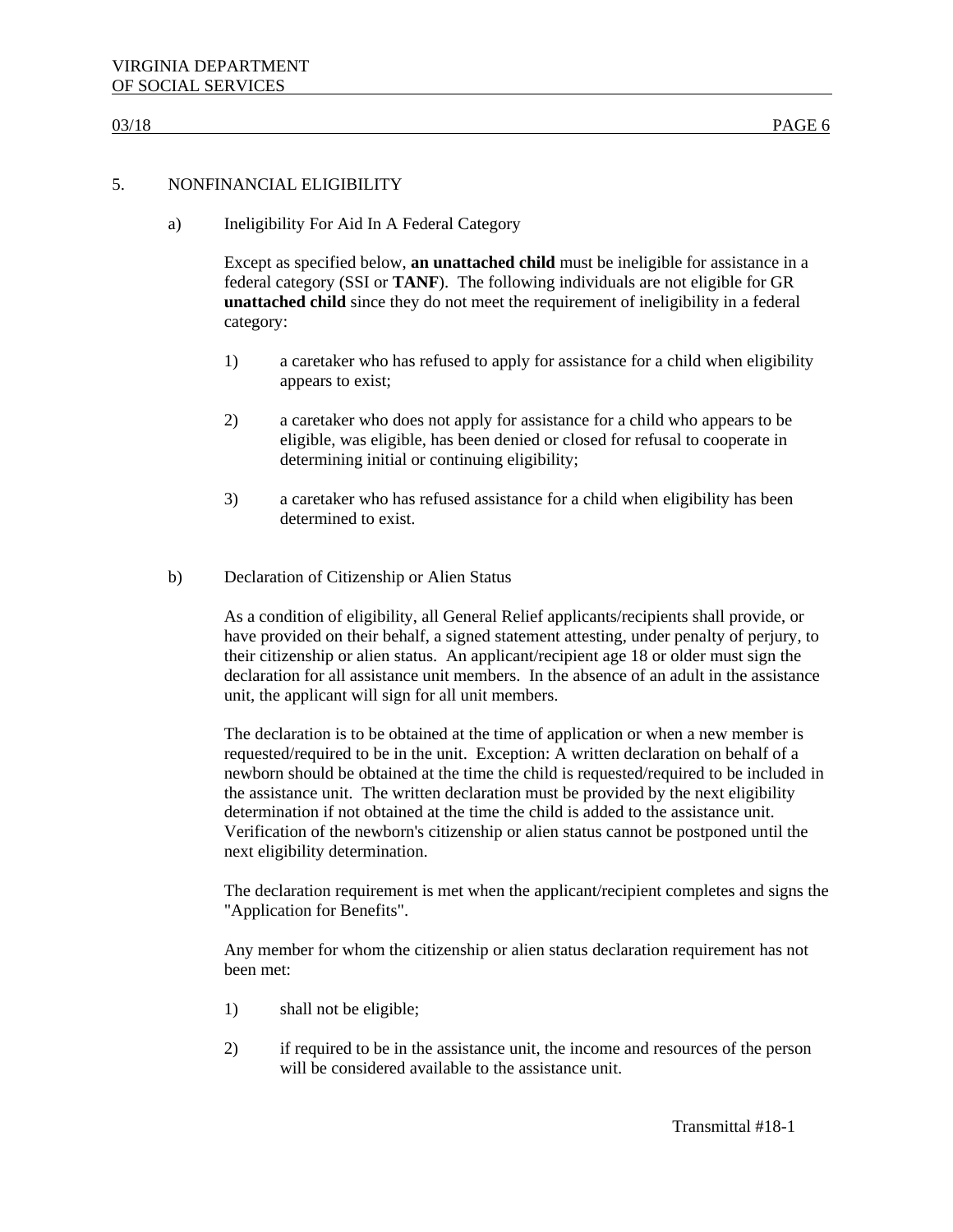## 5. NONFINANCIAL ELIGIBILITY

### a) Ineligibility For Aid In A Federal Category

Except as specified below, **an unattached child** must be ineligible for assistance in a federal category (SSI or **TANF**). The following individuals are not eligible for GR **unattached child** since they do not meet the requirement of ineligibility in a federal category:

1) a caretaker who has refused to apply for assistance for a child when eligibility appears to exist;

2) a caretaker who does not apply for assistance for a child who appears to be eligible, was eligible, has been denied or closed for refusal to cooperate in determining initial or continuing eligibility;

3) a caretaker who has refused assistance for a child when eligibility has been determined to exist.

### b) Declaration of Citizenship or Alien Status

As a condition of eligibility, all General Relief applicants/recipients shall provide, or have provided on their behalf, a signed statement attesting, under penalty of perjury, to their citizenship or alien status. An applicant/recipient age 18 or older must sign the declaration for all assistance unit members. In the absence of an adult in the assistance unit, the applicant will sign for all unit members.

The declaration is to be obtained at the time of application or when a new member is requested/required to be in the unit. Exception: A written declaration on behalf of a newborn should be obtained at the time the child is requested/required to be included in the assistance unit. The written declaration must be provided by the next eligibility determination if not obtained at the time the child is added to the assistance unit. Verification of the newborn's citizenship or alien status cannot be postponed until the next eligibility determination.

The declaration requirement is met when the applicant/recipient completes and signs the "Application for Benefits".

Any member for whom the citizenship or alien status declaration requirement has not been met:

1) shall not be eligible;

2) if required to be in the assistance unit, the income and resources of the person will be considered available to the assistance unit.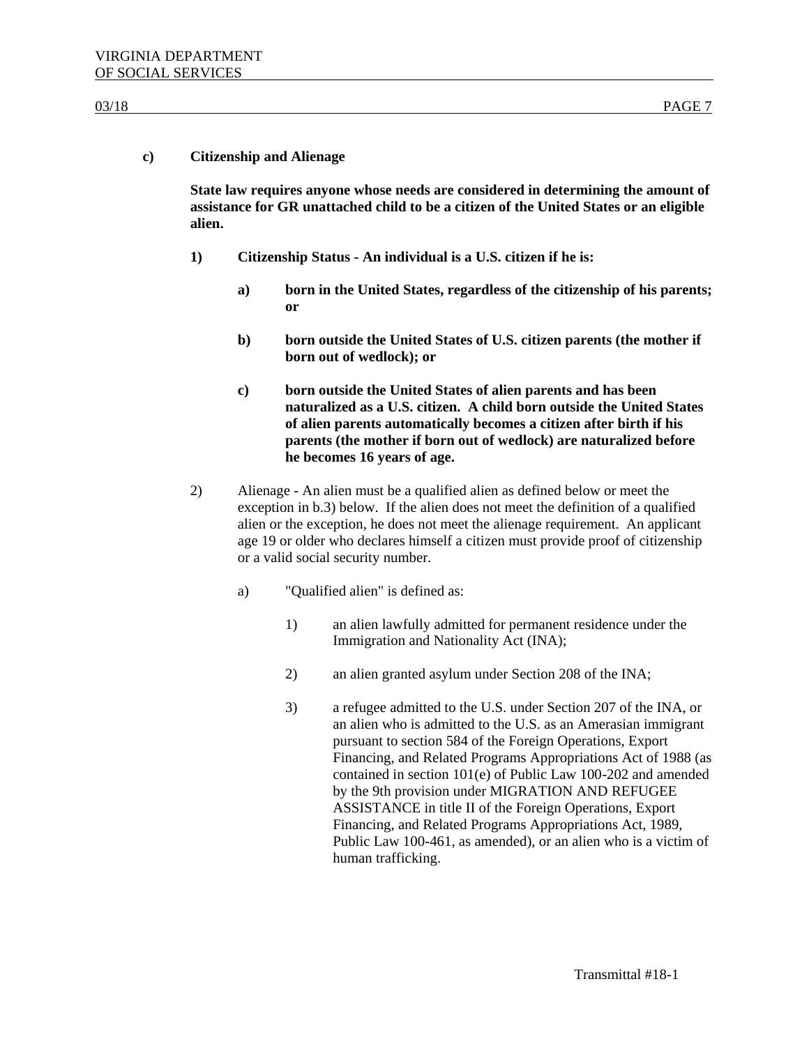**c) Citizenship and Alienage**

**State law requires anyone whose needs are considered in determining the amount of assistance for GR unattached child to be a citizen of the United States or an eligible alien.**

**1) Citizenship Status - An individual is a U.S. citizen if he is:**

**a) born in the United States, regardless of the citizenship of his parents; or**

**b) born outside the United States of U.S. citizen parents (the mother if born out of wedlock); or**

**c) born outside the United States of alien parents and has been naturalized as a U.S. citizen. A child born outside the United States of alien parents automatically becomes a citizen after birth if his parents (the mother if born out of wedlock) are naturalized before he becomes 16 years of age.**

2) Alienage - An alien must be a qualified alien as defined below or meet the exception in b.3) below. If the alien does not meet the definition of a qualified alien or the exception, he does not meet the alienage requirement. An applicant age 19 or older who declares himself a citizen must provide proof of citizenship or a valid social security number.

a) "Qualified alien" is defined as:

1) an alien lawfully admitted for permanent residence under the Immigration and Nationality Act (INA);

2) an alien granted asylum under Section 208 of the INA;

3) a refugee admitted to the U.S. under Section 207 of the INA, or an alien who is admitted to the U.S. as an Amerasian immigrant pursuant to section 584 of the Foreign Operations, Export Financing, and Related Programs Appropriations Act of 1988 (as contained in section 101(e) of Public Law 100-202 and amended by the 9th provision under MIGRATION AND REFUGEE ASSISTANCE in title II of the Foreign Operations, Export Financing, and Related Programs Appropriations Act, 1989, Public Law 100-461, as amended), or an alien who is a victim of human trafficking.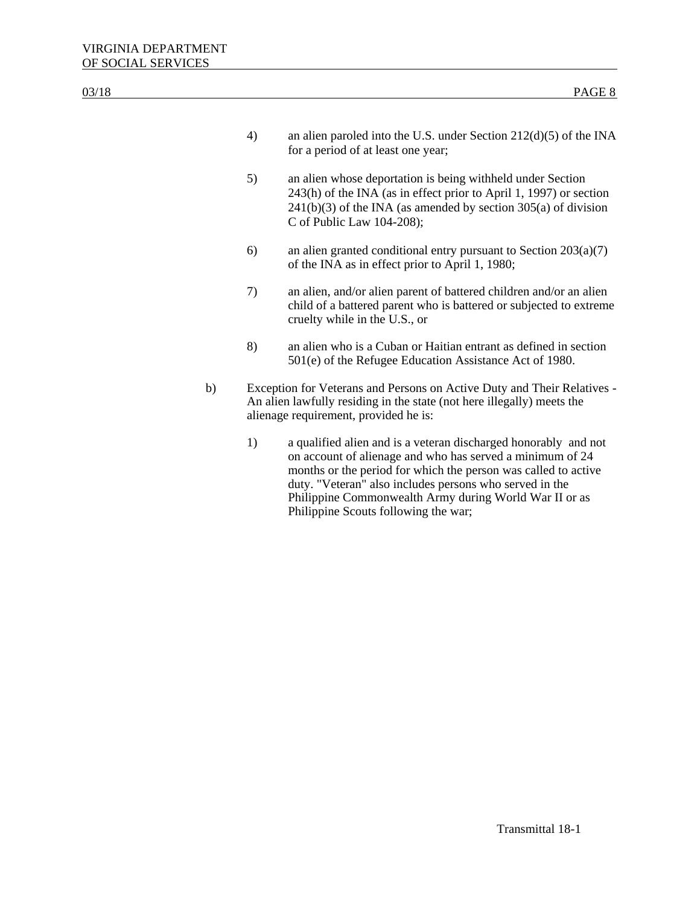4) an alien paroled into the U.S. under Section 212(d)(5) of the INA for a period of at least one year;

5) an alien whose deportation is being withheld under Section 243(h) of the INA (as in effect prior to April 1, 1997) or section 241(b)(3) of the INA (as amended by section 305(a) of division C of Public Law 104-208);

6) an alien granted conditional entry pursuant to Section 203(a)(7) of the INA as in effect prior to April 1, 1980;

7) an alien, and/or alien parent of battered children and/or an alien child of a battered parent who is battered or subjected to extreme cruelty while in the U.S., or

8) an alien who is a Cuban or Haitian entrant as defined in section 501(e) of the Refugee Education Assistance Act of 1980.

b) Exception for Veterans and Persons on Active Duty and Their Relatives - An alien lawfully residing in the state (not here illegally) meets the alienage requirement, provided he is:

1) a qualified alien and is a veteran discharged honorably and not on account of alienage and who has served a minimum of 24 months or the period for which the person was called to active duty. "Veteran" also includes persons who served in the Philippine Commonwealth Army during World War II or as Philippine Scouts following the war;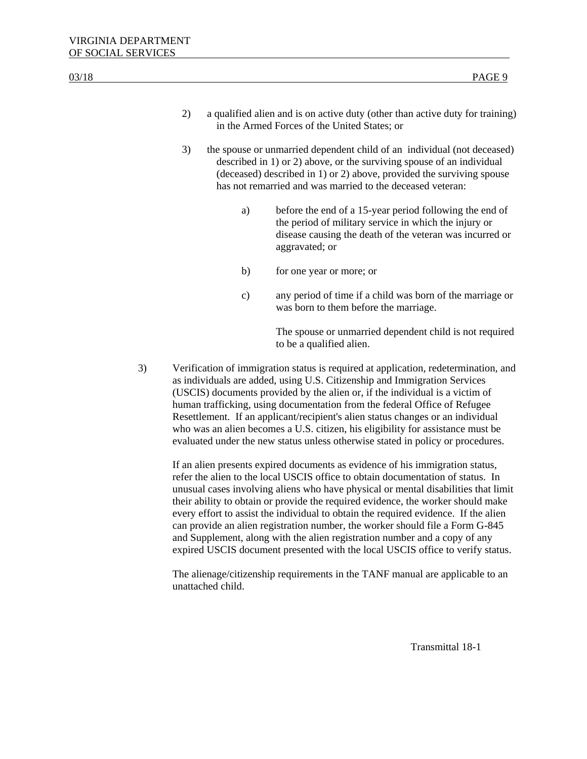2) a qualified alien and is on active duty (other than active duty for training) in the Armed Forces of the United States; or

3) the spouse or unmarried dependent child of an individual (not deceased) described in 1) or 2) above, or the surviving spouse of an individual (deceased) described in 1) or 2) above, provided the surviving spouse has not remarried and was married to the deceased veteran:

a) before the end of a 15-year period following the end of the period of military service in which the injury or disease causing the death of the veteran was incurred or aggravated; or

b) for one year or more; or

c) any period of time if a child was born of the marriage or was born to them before the marriage.

The spouse or unmarried dependent child is not required to be a qualified alien.

3) Verification of immigration status is required at application, redetermination, and as individuals are added, using U.S. Citizenship and Immigration Services (USCIS) documents provided by the alien or, if the individual is a victim of human trafficking, using documentation from the federal Office of Refugee Resettlement. If an applicant/recipient's alien status changes or an individual who was an alien becomes a U.S. citizen, his eligibility for assistance must be evaluated under the new status unless otherwise stated in policy or procedures.

If an alien presents expired documents as evidence of his immigration status, refer the alien to the local USCIS office to obtain documentation of status. In unusual cases involving aliens who have physical or mental disabilities that limit their ability to obtain or provide the required evidence, the worker should make every effort to assist the individual to obtain the required evidence. If the alien can provide an alien registration number, the worker should file a Form G-845 and Supplement, along with the alien registration number and a copy of any expired USCIS document presented with the local USCIS office to verify status.

The alienage/citizenship requirements in the TANF manual are applicable to an unattached child.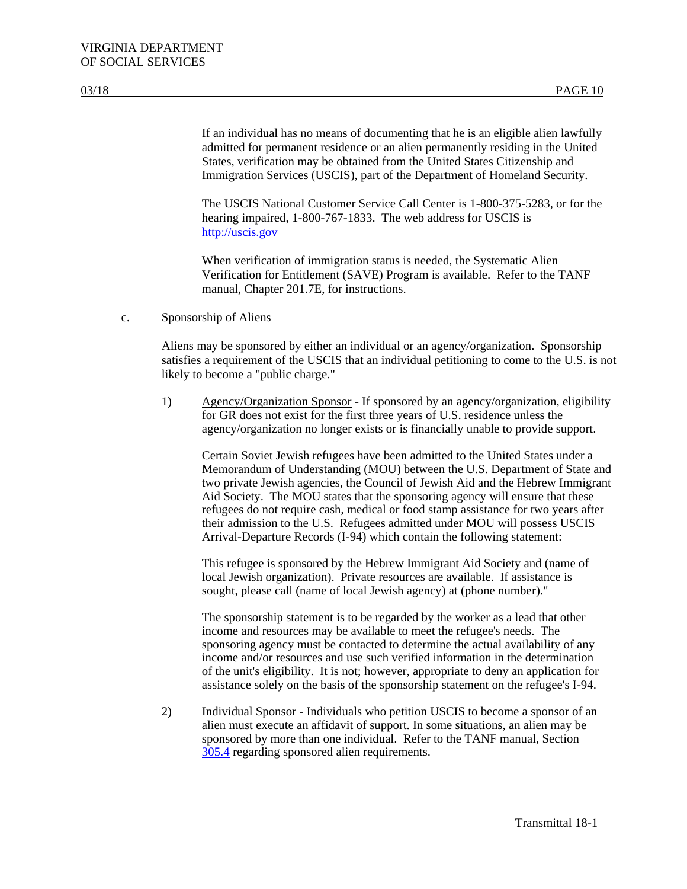If an individual has no means of documenting that he is an eligible alien lawfully admitted for permanent residence or an alien permanently residing in the United States, verification may be obtained from the United States Citizenship and Immigration Services (USCIS), part of the Department of Homeland Security.

The USCIS National Customer Service Call Center is 1-800-375-5283, or for the hearing impaired, 1-800-767-1833. The web address for USCIS is [http://uscis.gov](http://uscis.gov)

When verification of immigration status is needed, the Systematic Alien Verification for Entitlement (SAVE) Program is available. Refer to the TANF manual, Chapter 201.7E, for instructions.

c. Sponsorship of Aliens

Aliens may be sponsored by either an individual or an agency/organization. Sponsorship satisfies a requirement of the USCIS that an individual petitioning to come to the U.S. is not likely to become a "public charge."

1) Agency/Organization Sponsor - If sponsored by an agency/organization, eligibility for GR does not exist for the first three years of U.S. residence unless the agency/organization no longer exists or is financially unable to provide support.

   Certain Soviet Jewish refugees have been admitted to the United States under a Memorandum of Understanding (MOU) between the U.S. Department of State and two private Jewish agencies, the Council of Jewish Aid and the Hebrew Immigrant Aid Society. The MOU states that the sponsoring agency will ensure that these refugees do not require cash, medical or food stamp assistance for two years after their admission to the U.S. Refugees admitted under MOU will possess USCIS Arrival-Departure Records (I-94) which contain the following statement:

   This refugee is sponsored by the Hebrew Immigrant Aid Society and (name of local Jewish organization). Private resources are available. If assistance is sought, please call (name of local Jewish agency) at (phone number)."

   The sponsorship statement is to be regarded by the worker as a lead that other income and resources may be available to meet the refugee's needs. The sponsoring agency must be contacted to determine the actual availability of any income and/or resources and use such verified information in the determination of the unit's eligibility. It is not; however, appropriate to deny an application for assistance solely on the basis of the sponsorship statement on the refugee's I-94.

2) Individual Sponsor - Individuals who petition USCIS to become a sponsor of an alien must execute an affidavit of support. In some situations, an alien may be sponsored by more than one individual. Refer to the TANF manual, Section 305.4 regarding sponsored alien requirements.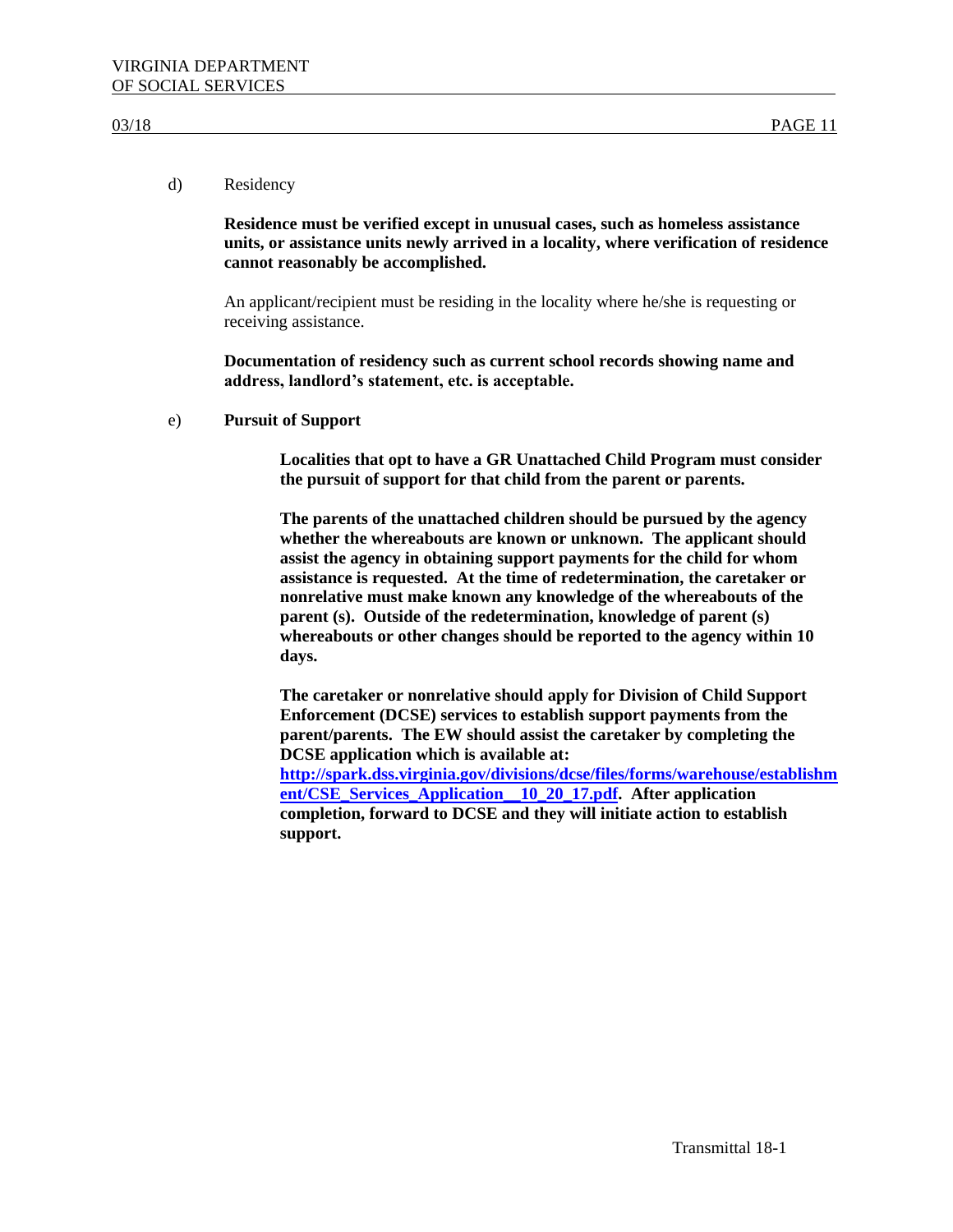d) Residency

**Residence must be verified except in unusual cases, such as homeless assistance units, or assistance units newly arrived in a locality, where verification of residence cannot reasonably be accomplished.**

An applicant/recipient must be residing in the locality where he/she is requesting or receiving assistance.

**Documentation of residency such as current school records showing name and address, landlord's statement, etc. is acceptable.**

e) **Pursuit of Support**

**Localities that opt to have a GR Unattached Child Program must consider the pursuit of support for that child from the parent or parents.**

**The parents of the unattached children should be pursued by the agency whether the whereabouts are known or unknown. The applicant should assist the agency in obtaining support payments for the child for whom assistance is requested. At the time of redetermination, the caretaker or nonrelative must make known any knowledge of the whereabouts of the parent (s). Outside of the redetermination, knowledge of parent (s) whereabouts or other changes should be reported to the agency within 10 days.**

**The caretaker or nonrelative should apply for Division of Child Support Enforcement (DCSE) services to establish support payments from the parent/parents. The EW should assist the caretaker by completing the DCSE application which is available at: [http://spark.dss.virginia.gov/divisions/dcse/files/forms/warehouse/establishment/CSE_Services_Application__10_20_17.pdf](http://spark.dss.virginia.gov/divisions/dcse/files/forms/warehouse/establishment/CSE_Services_Application__10_20_17.pdf). After application completion, forward to DCSE and they will initiate action to establish support.**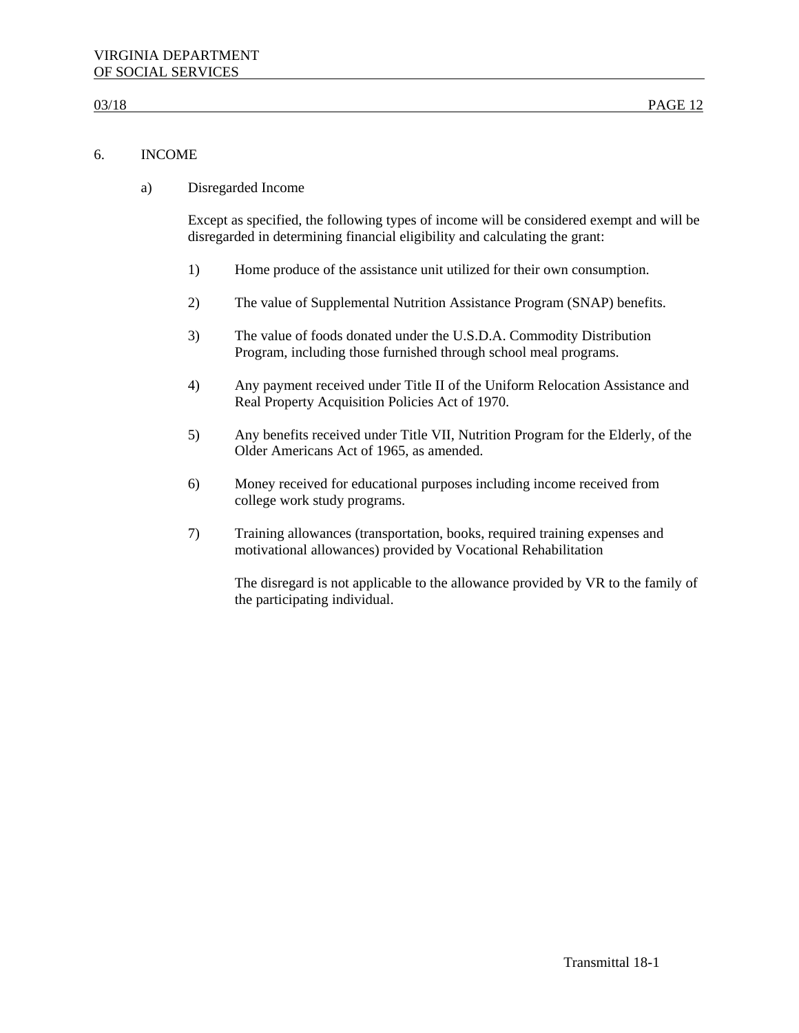## 6. INCOME

### a) Disregarded Income

Except as specified, the following types of income will be considered exempt and will be disregarded in determining financial eligibility and calculating the grant:

1) Home produce of the assistance unit utilized for their own consumption.

2) The value of Supplemental Nutrition Assistance Program (SNAP) benefits.

3) The value of foods donated under the U.S.D.A. Commodity Distribution Program, including those furnished through school meal programs.

4) Any payment received under Title II of the Uniform Relocation Assistance and Real Property Acquisition Policies Act of 1970.

5) Any benefits received under Title VII, Nutrition Program for the Elderly, of the Older Americans Act of 1965, as amended.

6) Money received for educational purposes including income received from college work study programs.

7) Training allowances (transportation, books, required training expenses and motivational allowances) provided by Vocational Rehabilitation

   The disregard is not applicable to the allowance provided by VR to the family of the participating individual.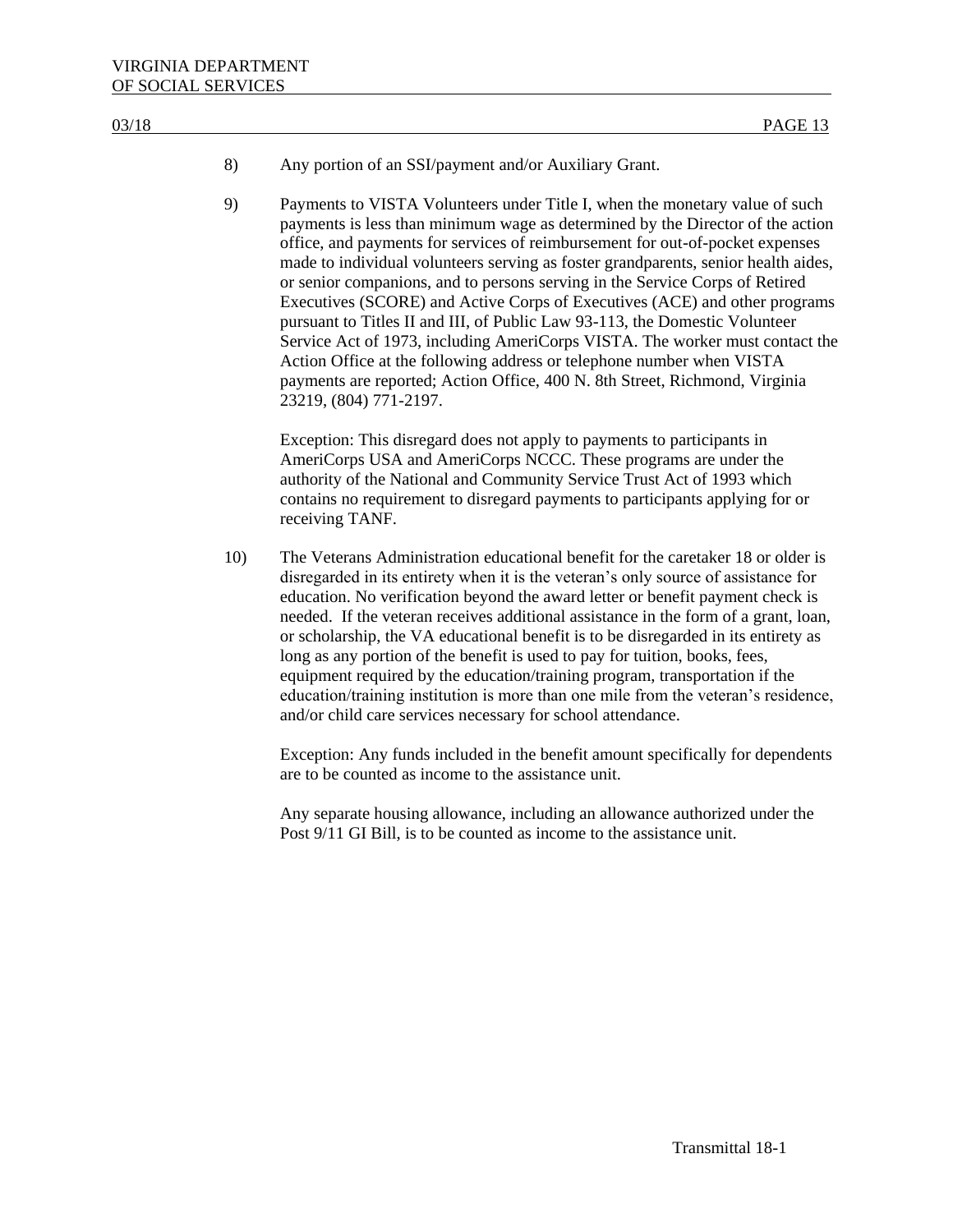8) Any portion of an SSI/payment and/or Auxiliary Grant.

9) Payments to VISTA Volunteers under Title I, when the monetary value of such payments is less than minimum wage as determined by the Director of the action office, and payments for services of reimbursement for out-of-pocket expenses made to individual volunteers serving as foster grandparents, senior health aides, or senior companions, and to persons serving in the Service Corps of Retired Executives (SCORE) and Active Corps of Executives (ACE) and other programs pursuant to Titles II and III, of Public Law 93-113, the Domestic Volunteer Service Act of 1973, including AmeriCorps VISTA. The worker must contact the Action Office at the following address or telephone number when VISTA payments are reported; Action Office, 400 N. 8th Street, Richmond, Virginia 23219, (804) 771-2197.

   Exception: This disregard does not apply to payments to participants in AmeriCorps USA and AmeriCorps NCCC. These programs are under the authority of the National and Community Service Trust Act of 1993 which contains no requirement to disregard payments to participants applying for or receiving TANF.

10) The Veterans Administration educational benefit for the caretaker 18 or older is disregarded in its entirety when it is the veteran's only source of assistance for education. No verification beyond the award letter or benefit payment check is needed. If the veteran receives additional assistance in the form of a grant, loan, or scholarship, the VA educational benefit is to be disregarded in its entirety as long as any portion of the benefit is used to pay for tuition, books, fees, equipment required by the education/training program, transportation if the education/training institution is more than one mile from the veteran's residence, and/or child care services necessary for school attendance.

    Exception: Any funds included in the benefit amount specifically for dependents are to be counted as income to the assistance unit.

    Any separate housing allowance, including an allowance authorized under the Post 9/11 GI Bill, is to be counted as income to the assistance unit.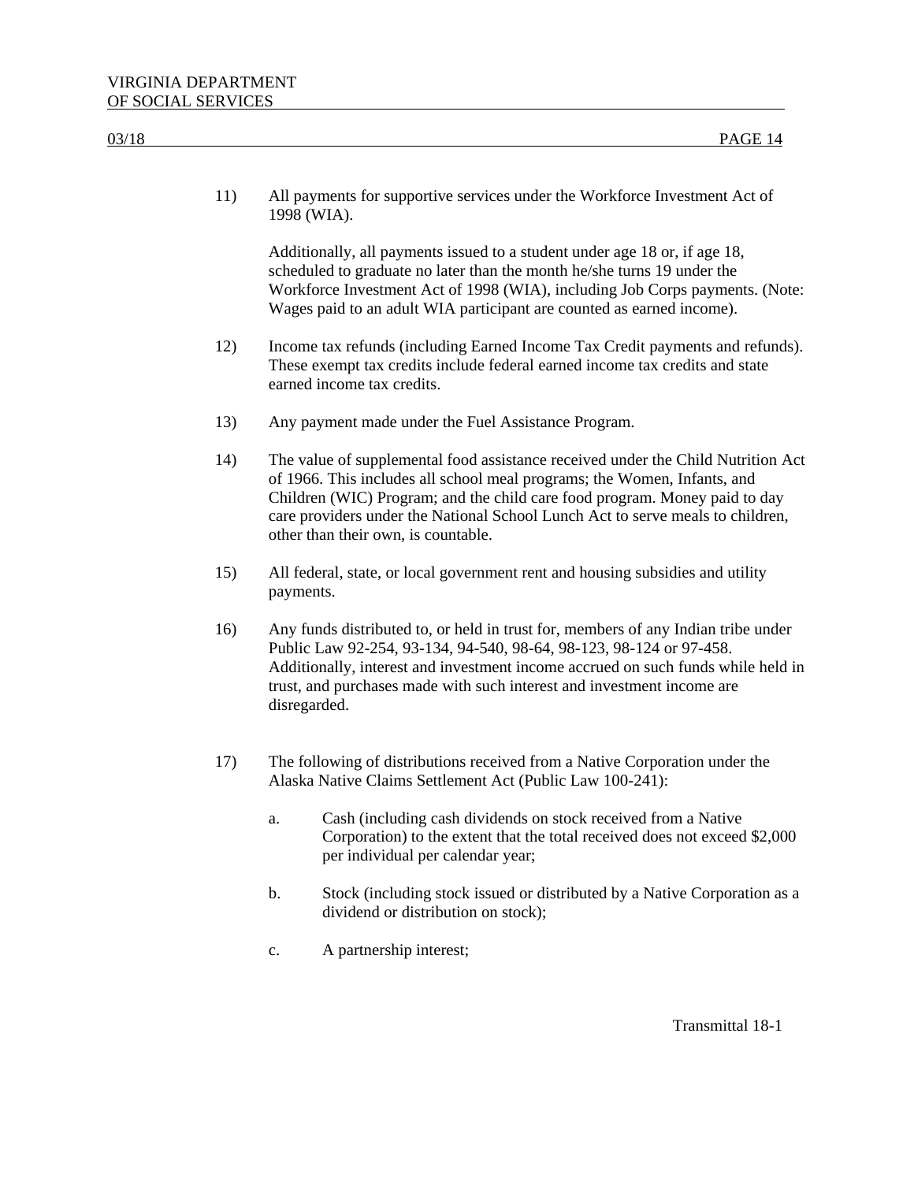11) All payments for supportive services under the Workforce Investment Act of 1998 (WIA).

    Additionally, all payments issued to a student under age 18 or, if age 18, scheduled to graduate no later than the month he/she turns 19 under the Workforce Investment Act of 1998 (WIA), including Job Corps payments. (Note: Wages paid to an adult WIA participant are counted as earned income).

12) Income tax refunds (including Earned Income Tax Credit payments and refunds). These exempt tax credits include federal earned income tax credits and state earned income tax credits.

13) Any payment made under the Fuel Assistance Program.

14) The value of supplemental food assistance received under the Child Nutrition Act of 1966. This includes all school meal programs; the Women, Infants, and Children (WIC) Program; and the child care food program. Money paid to day care providers under the National School Lunch Act to serve meals to children, other than their own, is countable.

15) All federal, state, or local government rent and housing subsidies and utility payments.

16) Any funds distributed to, or held in trust for, members of any Indian tribe under Public Law 92-254, 93-134, 94-540, 98-64, 98-123, 98-124 or 97-458. Additionally, interest and investment income accrued on such funds while held in trust, and purchases made with such interest and investment income are disregarded.

17) The following of distributions received from a Native Corporation under the Alaska Native Claims Settlement Act (Public Law 100-241):

    a. Cash (including cash dividends on stock received from a Native Corporation) to the extent that the total received does not exceed $2,000 per individual per calendar year;

    b. Stock (including stock issued or distributed by a Native Corporation as a dividend or distribution on stock);

    c. A partnership interest;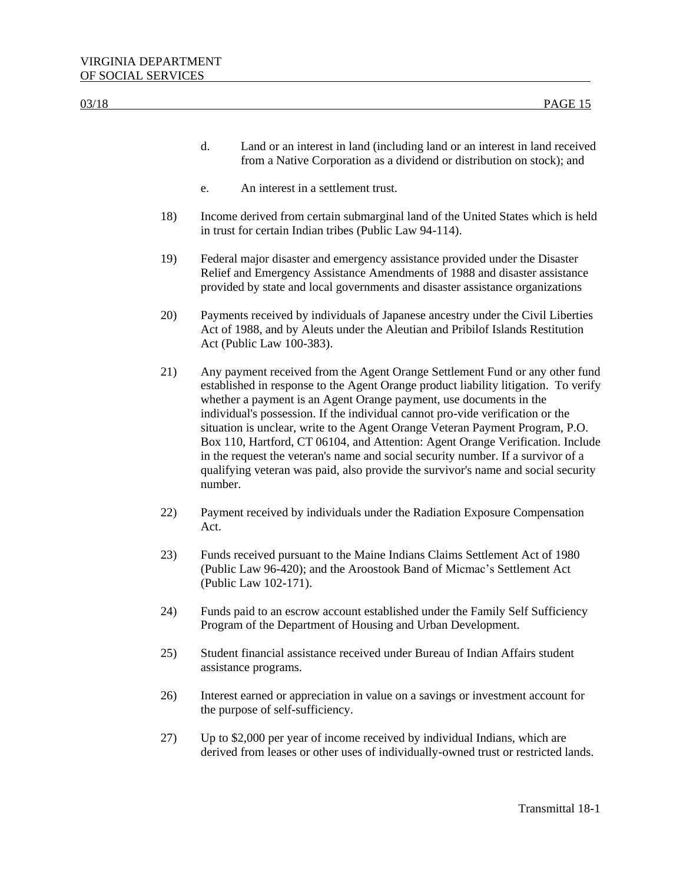d. Land or an interest in land (including land or an interest in land received from a Native Corporation as a dividend or distribution on stock); and

e. An interest in a settlement trust.

18) Income derived from certain submarginal land of the United States which is held in trust for certain Indian tribes (Public Law 94-114).

19) Federal major disaster and emergency assistance provided under the Disaster Relief and Emergency Assistance Amendments of 1988 and disaster assistance provided by state and local governments and disaster assistance organizations

20) Payments received by individuals of Japanese ancestry under the Civil Liberties Act of 1988, and by Aleuts under the Aleutian and Pribilof Islands Restitution Act (Public Law 100-383).

21) Any payment received from the Agent Orange Settlement Fund or any other fund established in response to the Agent Orange product liability litigation. To verify whether a payment is an Agent Orange payment, use documents in the individual's possession. If the individual cannot pro-vide verification or the situation is unclear, write to the Agent Orange Veteran Payment Program, P.O. Box 110, Hartford, CT 06104, and Attention: Agent Orange Verification. Include in the request the veteran's name and social security number. If a survivor of a qualifying veteran was paid, also provide the survivor's name and social security number.

22) Payment received by individuals under the Radiation Exposure Compensation Act.

23) Funds received pursuant to the Maine Indians Claims Settlement Act of 1980 (Public Law 96-420); and the Aroostook Band of Micmac's Settlement Act (Public Law 102-171).

24) Funds paid to an escrow account established under the Family Self Sufficiency Program of the Department of Housing and Urban Development.

25) Student financial assistance received under Bureau of Indian Affairs student assistance programs.

26) Interest earned or appreciation in value on a savings or investment account for the purpose of self-sufficiency.

27) Up to $2,000 per year of income received by individual Indians, which are derived from leases or other uses of individually-owned trust or restricted lands.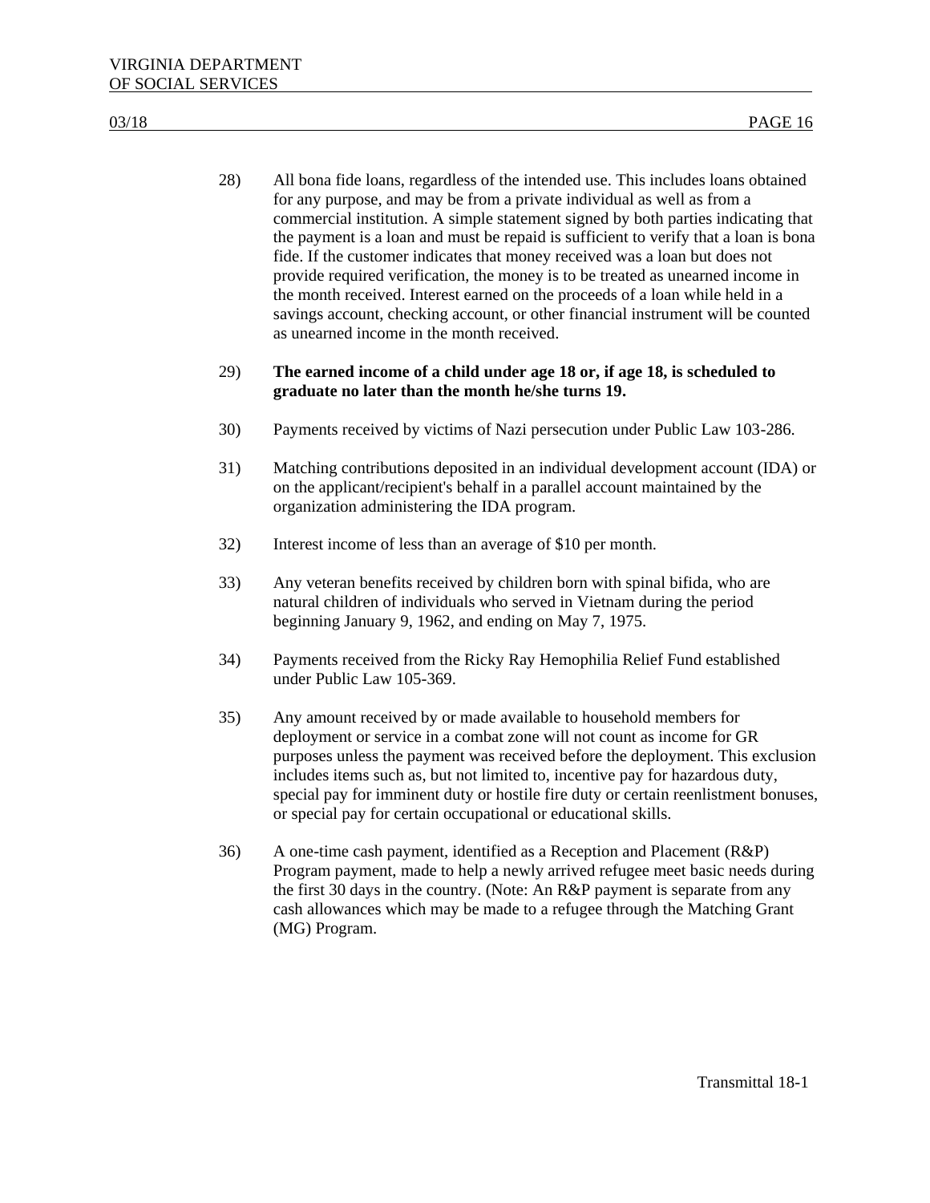28) All bona fide loans, regardless of the intended use. This includes loans obtained for any purpose, and may be from a private individual as well as from a commercial institution. A simple statement signed by both parties indicating that the payment is a loan and must be repaid is sufficient to verify that a loan is bona fide. If the customer indicates that money received was a loan but does not provide required verification, the money is to be treated as unearned income in the month received. Interest earned on the proceeds of a loan while held in a savings account, checking account, or other financial instrument will be counted as unearned income in the month received.

29) **The earned income of a child under age 18 or, if age 18, is scheduled to graduate no later than the month he/she turns 19.**

30) Payments received by victims of Nazi persecution under Public Law 103-286.

31) Matching contributions deposited in an individual development account (IDA) or on the applicant/recipient's behalf in a parallel account maintained by the organization administering the IDA program.

32) Interest income of less than an average of $10 per month.

33) Any veteran benefits received by children born with spinal bifida, who are natural children of individuals who served in Vietnam during the period beginning January 9, 1962, and ending on May 7, 1975.

34) Payments received from the Ricky Ray Hemophilia Relief Fund established under Public Law 105-369.

35) Any amount received by or made available to household members for deployment or service in a combat zone will not count as income for GR purposes unless the payment was received before the deployment. This exclusion includes items such as, but not limited to, incentive pay for hazardous duty, special pay for imminent duty or hostile fire duty or certain reenlistment bonuses, or special pay for certain occupational or educational skills.

36) A one-time cash payment, identified as a Reception and Placement (R&P) Program payment, made to help a newly arrived refugee meet basic needs during the first 30 days in the country. (Note: An R&P payment is separate from any cash allowances which may be made to a refugee through the Matching Grant (MG) Program.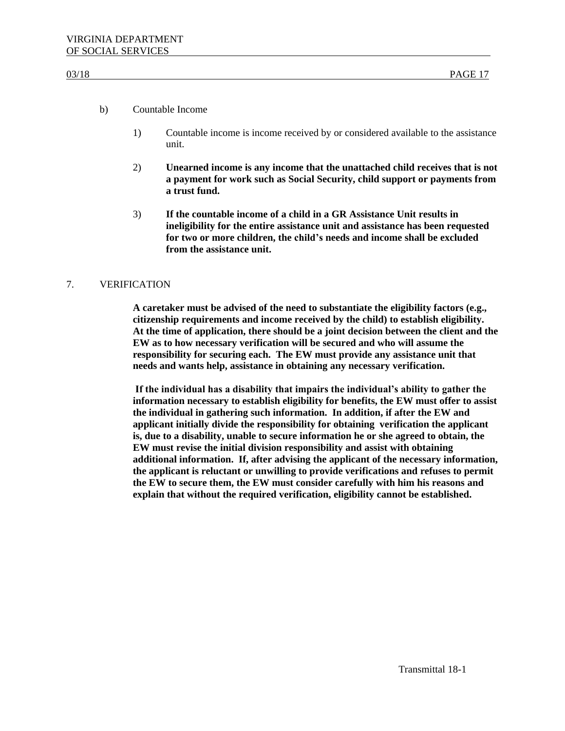b) Countable Income

1) Countable income is income received by or considered available to the assistance unit.

2) **Unearned income is any income that the unattached child receives that is not a payment for work such as Social Security, child support or payments from a trust fund.**

3) **If the countable income of a child in a GR Assistance Unit results in ineligibility for the entire assistance unit and assistance has been requested for two or more children, the child's needs and income shall be excluded from the assistance unit.**

7. VERIFICATION

**A caretaker must be advised of the need to substantiate the eligibility factors (e.g., citizenship requirements and income received by the child) to establish eligibility. At the time of application, there should be a joint decision between the client and the EW as to how necessary verification will be secured and who will assume the responsibility for securing each. The EW must provide any assistance unit that needs and wants help, assistance in obtaining any necessary verification.**

**If the individual has a disability that impairs the individual's ability to gather the information necessary to establish eligibility for benefits, the EW must offer to assist the individual in gathering such information. In addition, if after the EW and applicant initially divide the responsibility for obtaining verification the applicant is, due to a disability, unable to secure information he or she agreed to obtain, the EW must revise the initial division responsibility and assist with obtaining additional information. If, after advising the applicant of the necessary information, the applicant is reluctant or unwilling to provide verifications and refuses to permit the EW to secure them, the EW must consider carefully with him his reasons and explain that without the required verification, eligibility cannot be established.**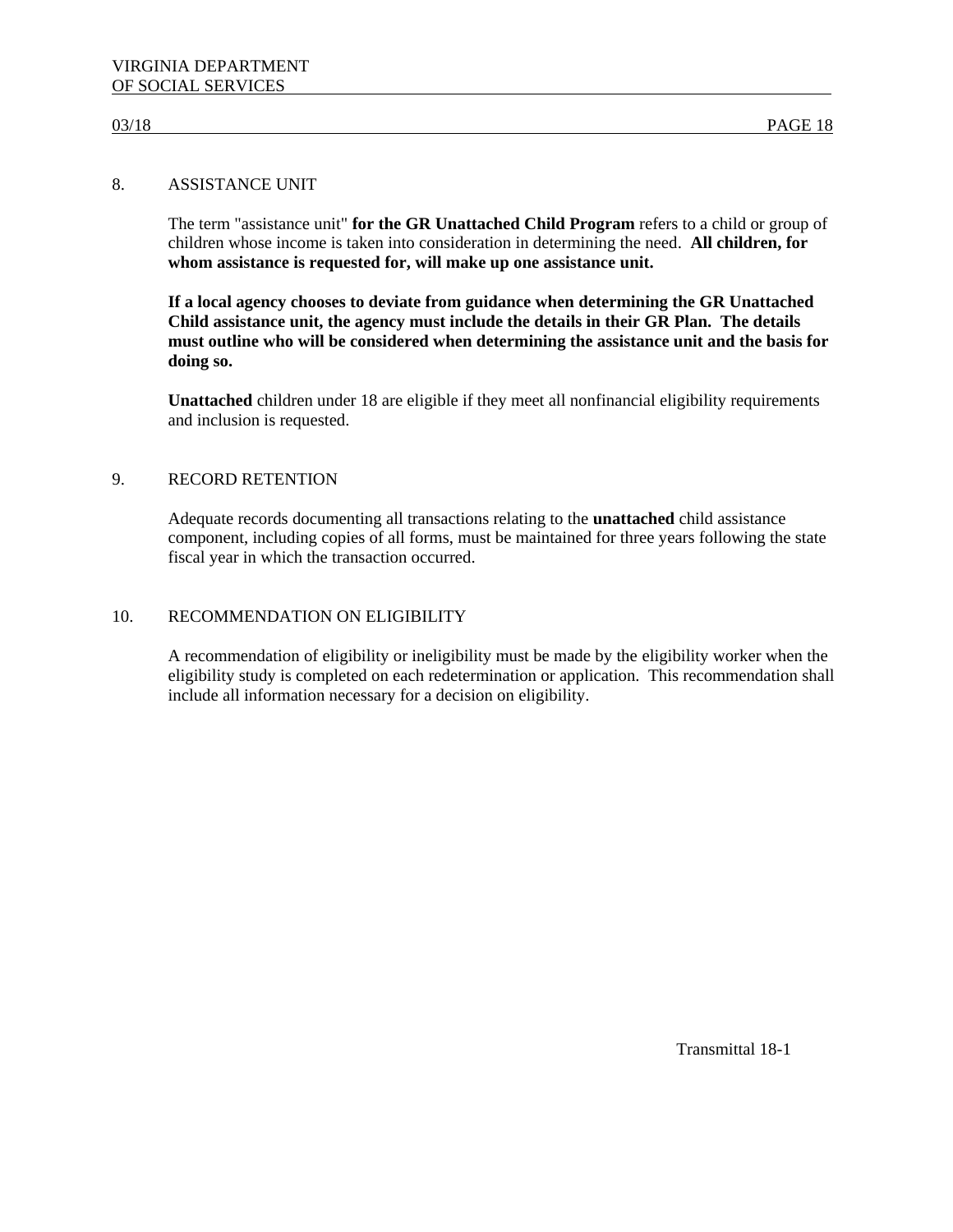## 8. ASSISTANCE UNIT

The term "assistance unit" **for the GR Unattached Child Program** refers to a child or group of children whose income is taken into consideration in determining the need. **All children, for whom assistance is requested for, will make up one assistance unit.**

**If a local agency chooses to deviate from guidance when determining the GR Unattached Child assistance unit, the agency must include the details in their GR Plan. The details must outline who will be considered when determining the assistance unit and the basis for doing so.**

**Unattached** children under 18 are eligible if they meet all nonfinancial eligibility requirements and inclusion is requested.

## 9. RECORD RETENTION

Adequate records documenting all transactions relating to the **unattached** child assistance component, including copies of all forms, must be maintained for three years following the state fiscal year in which the transaction occurred.

## 10. RECOMMENDATION ON ELIGIBILITY

A recommendation of eligibility or ineligibility must be made by the eligibility worker when the eligibility study is completed on each redetermination or application. This recommendation shall include all information necessary for a decision on eligibility.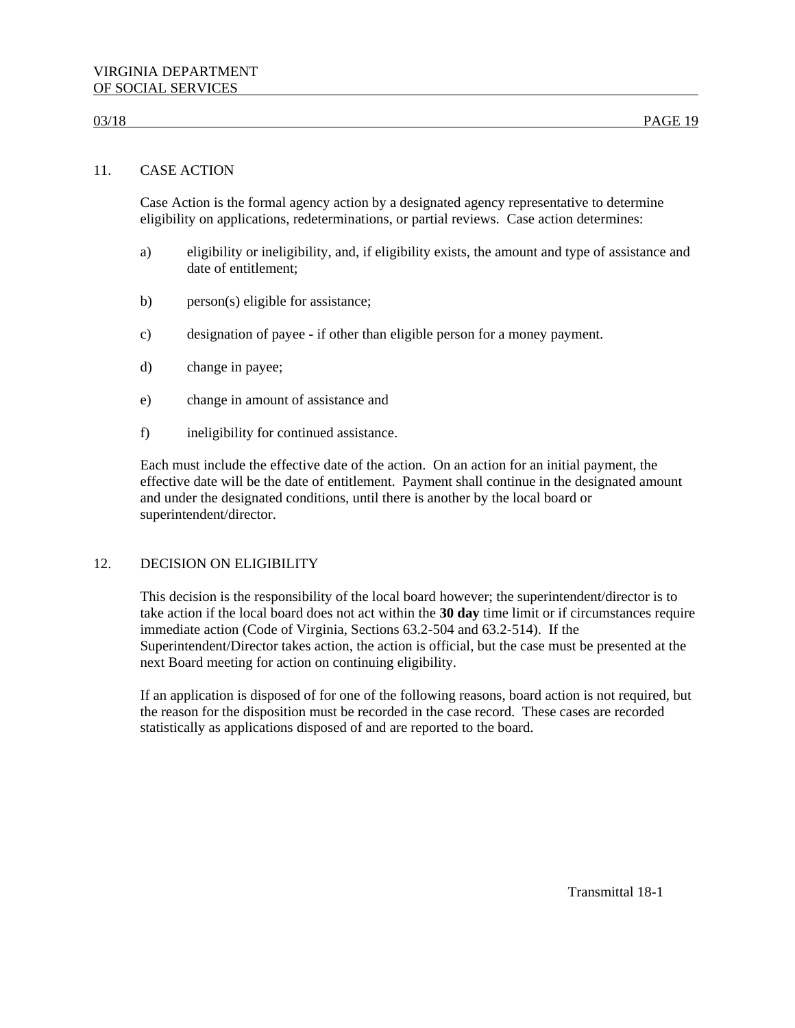## 11. CASE ACTION

Case Action is the formal agency action by a designated agency representative to determine eligibility on applications, redeterminations, or partial reviews. Case action determines:

a) eligibility or ineligibility, and, if eligibility exists, the amount and type of assistance and date of entitlement;

b) person(s) eligible for assistance;

c) designation of payee - if other than eligible person for a money payment.

d) change in payee;

e) change in amount of assistance and

f) ineligibility for continued assistance.

Each must include the effective date of the action. On an action for an initial payment, the effective date will be the date of entitlement. Payment shall continue in the designated amount and under the designated conditions, until there is another by the local board or superintendent/director.

## 12. DECISION ON ELIGIBILITY

This decision is the responsibility of the local board however; the superintendent/director is to take action if the local board does not act within the **30 day** time limit or if circumstances require immediate action (Code of Virginia, Sections 63.2-504 and 63.2-514). If the Superintendent/Director takes action, the action is official, but the case must be presented at the next Board meeting for action on continuing eligibility.

If an application is disposed of for one of the following reasons, board action is not required, but the reason for the disposition must be recorded in the case record. These cases are recorded statistically as applications disposed of and are reported to the board.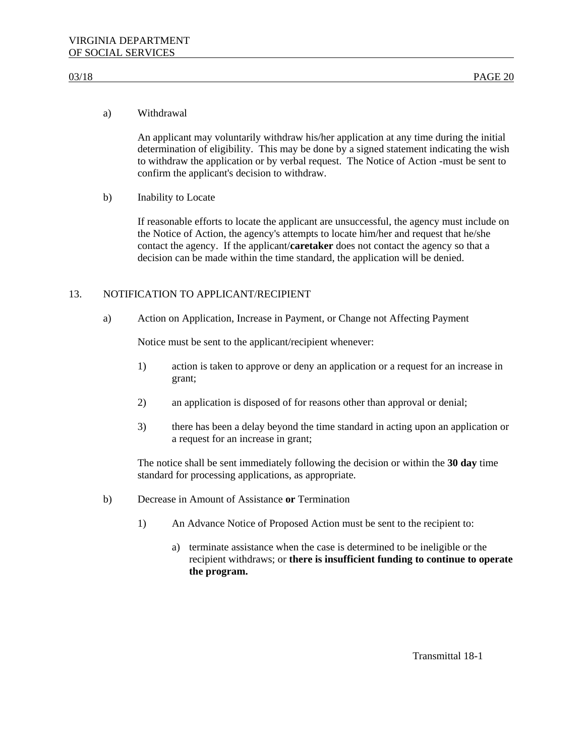a) Withdrawal

An applicant may voluntarily withdraw his/her application at any time during the initial determination of eligibility. This may be done by a signed statement indicating the wish to withdraw the application or by verbal request. The Notice of Action -must be sent to confirm the applicant's decision to withdraw.

b) Inability to Locate

If reasonable efforts to locate the applicant are unsuccessful, the agency must include on the Notice of Action, the agency's attempts to locate him/her and request that he/she contact the agency. If the applicant/**caretaker** does not contact the agency so that a decision can be made within the time standard, the application will be denied.

## 13. NOTIFICATION TO APPLICANT/RECIPIENT

a) Action on Application, Increase in Payment, or Change not Affecting Payment

Notice must be sent to the applicant/recipient whenever:

1) action is taken to approve or deny an application or a request for an increase in grant;

2) an application is disposed of for reasons other than approval or denial;

3) there has been a delay beyond the time standard in acting upon an application or a request for an increase in grant;

The notice shall be sent immediately following the decision or within the **30 day** time standard for processing applications, as appropriate.

b) Decrease in Amount of Assistance **or** Termination

1) An Advance Notice of Proposed Action must be sent to the recipient to:

a) terminate assistance when the case is determined to be ineligible or the recipient withdraws; or **there is insufficient funding to continue to operate the program.**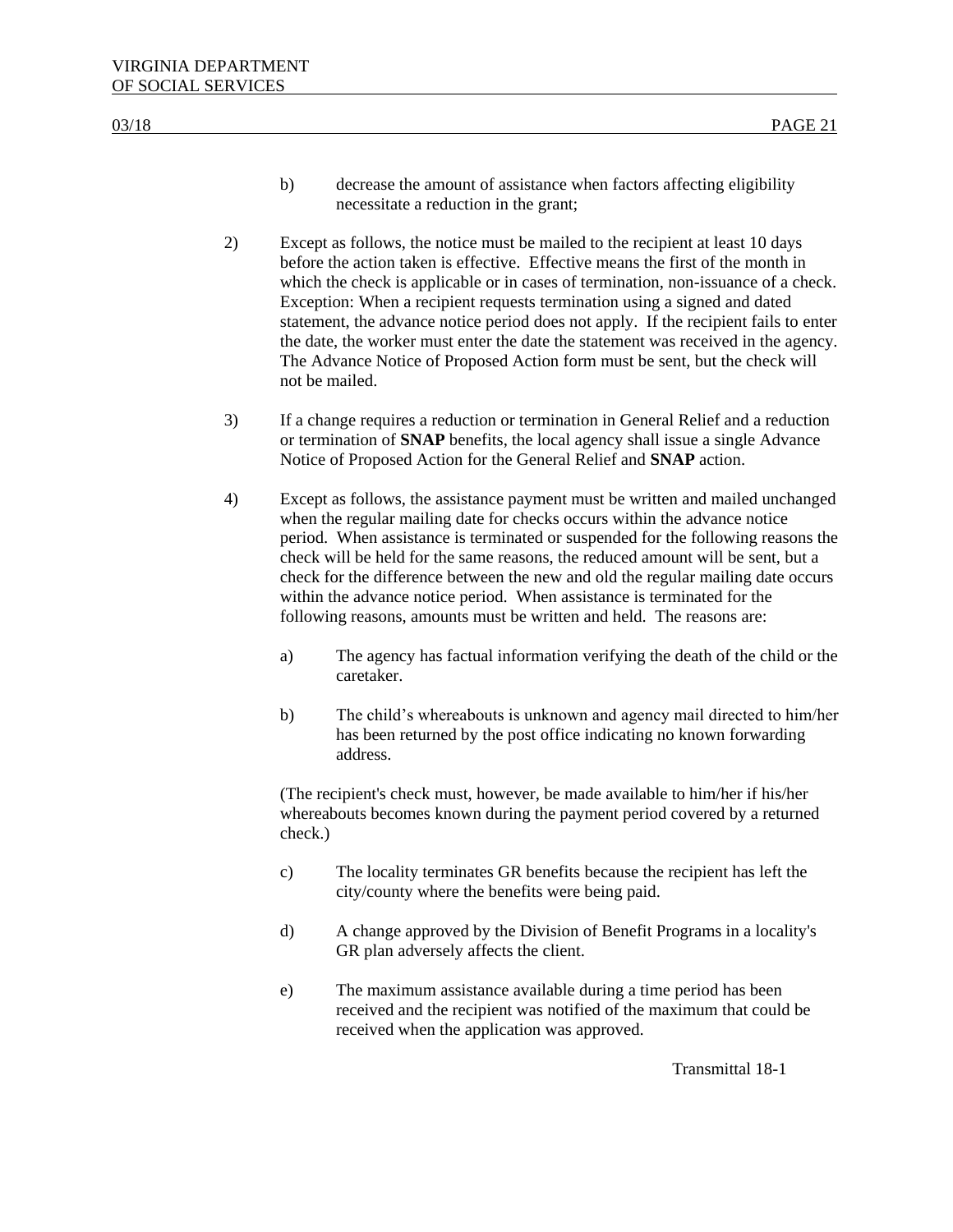b) decrease the amount of assistance when factors affecting eligibility necessitate a reduction in the grant;

2) Except as follows, the notice must be mailed to the recipient at least 10 days before the action taken is effective. Effective means the first of the month in which the check is applicable or in cases of termination, non-issuance of a check. Exception: When a recipient requests termination using a signed and dated statement, the advance notice period does not apply. If the recipient fails to enter the date, the worker must enter the date the statement was received in the agency. The Advance Notice of Proposed Action form must be sent, but the check will not be mailed.

3) If a change requires a reduction or termination in General Relief and a reduction or termination of **SNAP** benefits, the local agency shall issue a single Advance Notice of Proposed Action for the General Relief and **SNAP** action.

4) Except as follows, the assistance payment must be written and mailed unchanged when the regular mailing date for checks occurs within the advance notice period. When assistance is terminated or suspended for the following reasons the check will be held for the same reasons, the reduced amount will be sent, but a check for the difference between the new and old the regular mailing date occurs within the advance notice period. When assistance is terminated for the following reasons, amounts must be written and held. The reasons are:

   a) The agency has factual information verifying the death of the child or the caretaker.

   b) The child's whereabouts is unknown and agency mail directed to him/her has been returned by the post office indicating no known forwarding address.

   (The recipient's check must, however, be made available to him/her if his/her whereabouts becomes known during the payment period covered by a returned check.)

   c) The locality terminates GR benefits because the recipient has left the city/county where the benefits were being paid.

   d) A change approved by the Division of Benefit Programs in a locality's GR plan adversely affects the client.

   e) The maximum assistance available during a time period has been received and the recipient was notified of the maximum that could be received when the application was approved.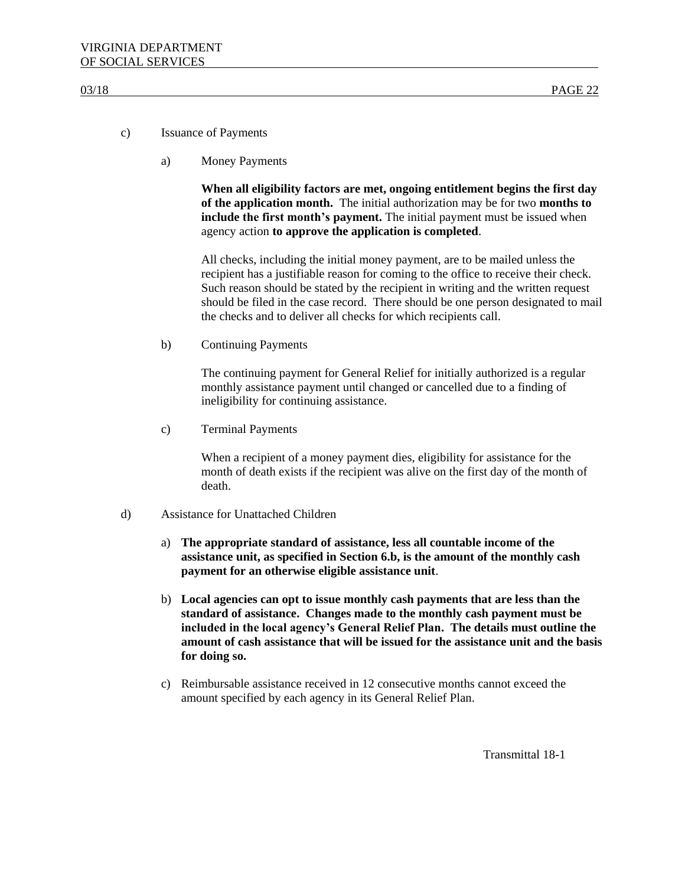c) Issuance of Payments

a) Money Payments

**When all eligibility factors are met, ongoing entitlement begins the first day of the application month.** The initial authorization may be for two **months to include the first month's payment.** The initial payment must be issued when agency action **to approve the application is completed**.

All checks, including the initial money payment, are to be mailed unless the recipient has a justifiable reason for coming to the office to receive their check. Such reason should be stated by the recipient in writing and the written request should be filed in the case record. There should be one person designated to mail the checks and to deliver all checks for which recipients call.

b) Continuing Payments

The continuing payment for General Relief for initially authorized is a regular monthly assistance payment until changed or cancelled due to a finding of ineligibility for continuing assistance.

c) Terminal Payments

When a recipient of a money payment dies, eligibility for assistance for the month of death exists if the recipient was alive on the first day of the month of death.

d) Assistance for Unattached Children

a) **The appropriate standard of assistance, less all countable income of the assistance unit, as specified in Section 6.b, is the amount of the monthly cash payment for an otherwise eligible assistance unit**.

b) **Local agencies can opt to issue monthly cash payments that are less than the standard of assistance. Changes made to the monthly cash payment must be included in the local agency's General Relief Plan. The details must outline the amount of cash assistance that will be issued for the assistance unit and the basis for doing so.**

c) Reimbursable assistance received in 12 consecutive months cannot exceed the amount specified by each agency in its General Relief Plan.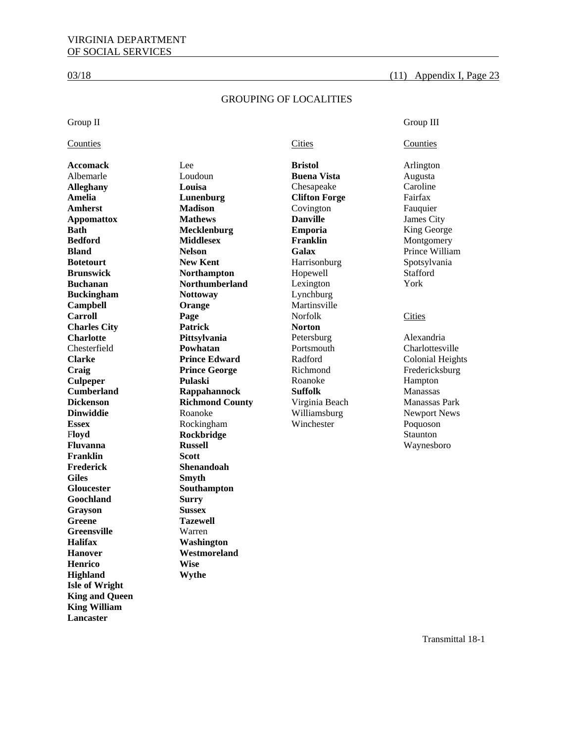## GROUPING OF LOCALITIES

### Group II

#### Counties

**Accomack**
Albemarle
**Alleghany**
**Amelia**
**Amherst**
**Appomattox**
**Bath**
**Bedford**
**Bland**
**Botetourt**
**Brunswick**
**Buchanan**
**Buckingham**
**Campbell**
**Carroll**
**Charles City**
**Charlotte**
Chesterfield
**Clarke**
**Craig**
**Culpeper**
**Cumberland**
**Dickenson**
**Dinwiddie**
**Essex**
F**loyd**
**Fluvanna**
**Franklin**
**Frederick**
**Giles**
**Gloucester**
**Goochland**
**Grayson**
**Greene**
**Greensville**
**Halifax**
**Hanover**
**Henrico**
**Highland**
**Isle of Wright**
**King and Queen**
**King William**
**Lancaster**
Lee
Loudoun
**Louisa**
**Lunenburg**
**Madison**
**Mathews**
**Mecklenburg**
**Middlesex**
**Nelson**
**New Kent**
**Northampton**
**Northumberland**
**Nottoway**
**Orange**
**Page**
**Patrick**
**Pittsylvania**
**Powhatan**
**Prince Edward**
**Prince George**
**Pulaski**
**Rappahannock**
**Richmond County**
Roanoke
Rockingham
**Rockbridge**
**Russell**
**Scott**
**Shenandoah**
**Smyth**
**Southampton**
**Surry**
**Sussex**
**Tazewell**
Warren
**Washington**
**Westmoreland**
**Wise**
**Wythe**

#### Cities

**Bristol**
**Buena Vista**
Chesapeake
**Clifton Forge**
Covington
**Danville**
**Emporia**
**Franklin**
**Galax**
Harrisonburg
Hopewell
Lexington
Lynchburg
Martinsville
Norfolk
**Norton**
Petersburg
Portsmouth
Radford
Richmond
Roanoke
**Suffolk**
Virginia Beach
Williamsburg
Winchester

### Group III

#### Counties

Arlington
Augusta
Caroline
Fairfax
Fauquier
James City
King George
Montgomery
Prince William
Spotsylvania
Stafford
York

#### Cities

Alexandria
Charlottesville
Colonial Heights
Fredericksburg
Hampton
Manassas
Manassas Park
Newport News
Poquoson
Staunton
Waynesboro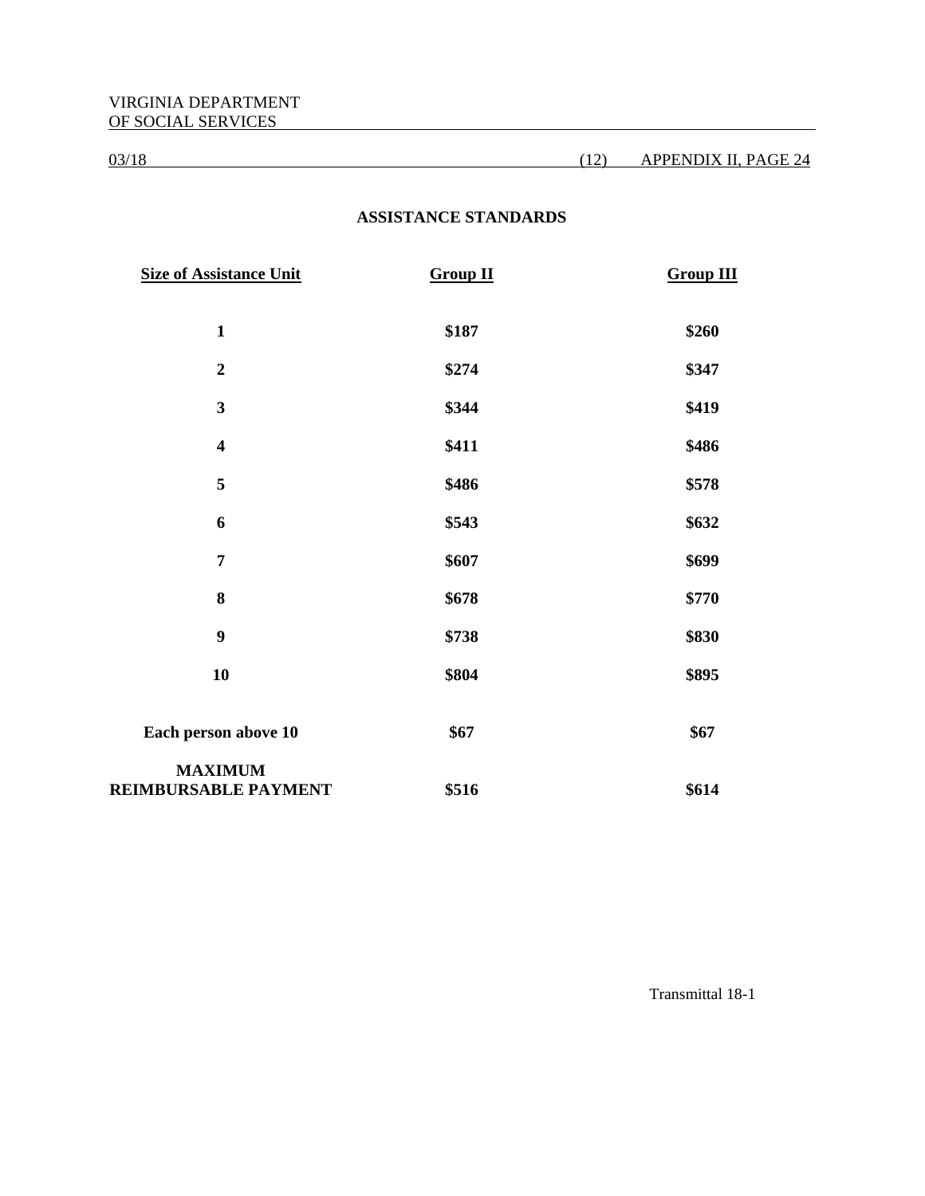## ASSISTANCE STANDARDS

| Size of Assistance Unit | Group II | Group III |
|---|---|---|
| **1** | **$187** | **$260** |
| **2** | **$274** | **$347** |
| **3** | **$344** | **$419** |
| **4** | **$411** | **$486** |
| **5** | **$486** | **$578** |
| **6** | **$543** | **$632** |
| **7** | **$607** | **$699** |
| **8** | **$678** | **$770** |
| **9** | **$738** | **$830** |
| **10** | **$804** | **$895** |
| **Each person above 10** | **$67** | **$67** |
| **MAXIMUM REIMBURSABLE PAYMENT** | **$516** | **$614** |

Transmittal 18-1